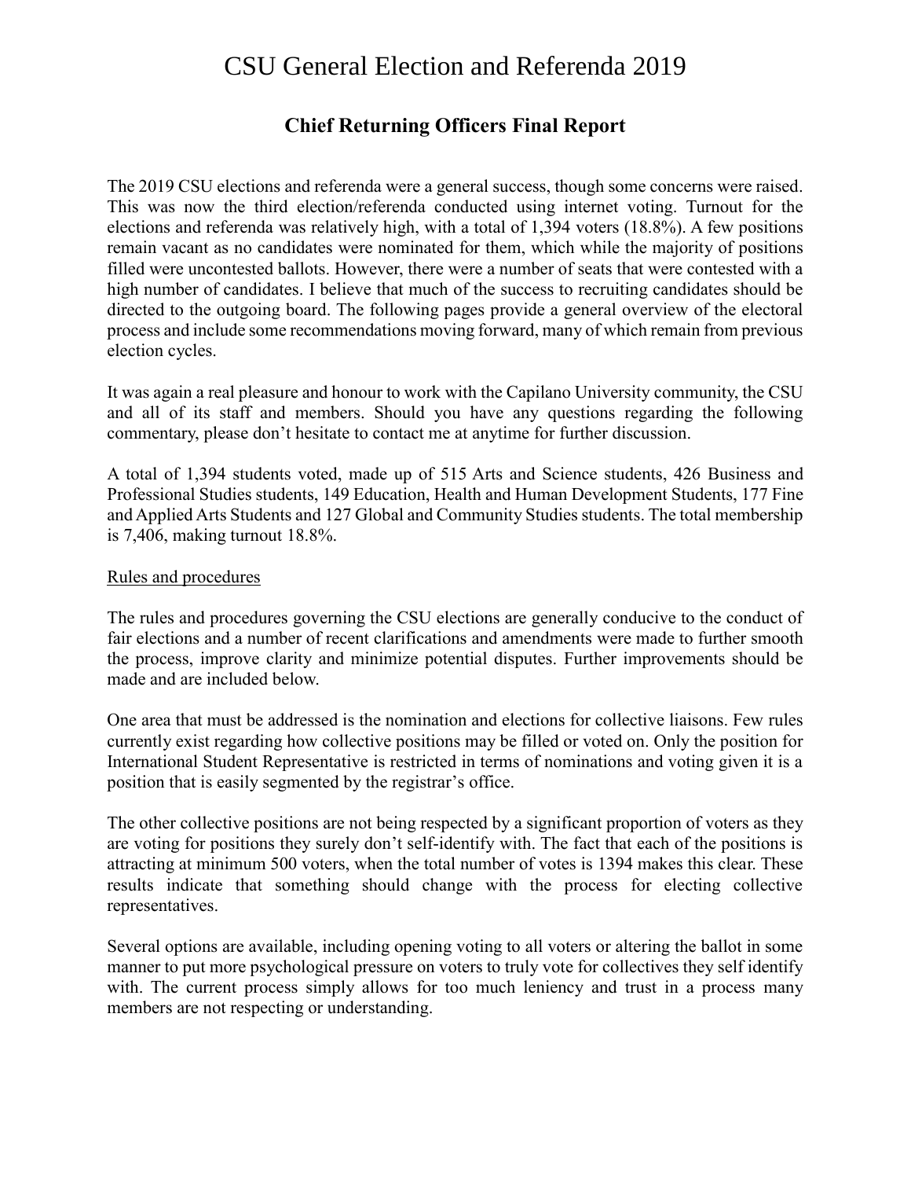# CSU General Election and Referenda 2019

## Chief Returning Officers Final Report

The 2019 CSU elections and referenda were a general success, though some concerns were raised. This was now the third election/referenda conducted using internet voting. Turnout for the elections and referenda was relatively high, with a total of 1,394 voters (18.8%). A few positions remain vacant as no candidates were nominated for them, which while the majority of positions filled were uncontested ballots. However, there were a number of seats that were contested with a high number of candidates. I believe that much of the success to recruiting candidates should be directed to the outgoing board. The following pages provide a general overview of the electoral process and include some recommendations moving forward, many of which remain from previous election cycles.

It was again a real pleasure and honour to work with the Capilano University community, the CSU and all of its staff and members. Should you have any questions regarding the following commentary, please don't hesitate to contact me at anytime for further discussion.

A total of 1,394 students voted, made up of 515 Arts and Science students, 426 Business and Professional Studies students, 149 Education, Health and Human Development Students, 177 Fine and Applied Arts Students and 127 Global and Community Studies students. The total membership is 7,406, making turnout 18.8%.

<u>Rules and procedures</u>

The rules and procedures governing the CSU elections are generally conducive to the conduct of fair elections and a number of recent clarifications and amendments were made to further smooth the process, improve clarity and minimize potential disputes. Further improvements should be made and are included below.

One area that must be addressed is the nomination and elections for collective liaisons. Few rules currently exist regarding how collective positions may be filled or voted on. Only the position for International Student Representative is restricted in terms of nominations and voting given it is a position that is easily segmented by the registrar's office.

The other collective positions are not being respected by a significant proportion of voters as they are voting for positions they surely don't self-identify with. The fact that each of the positions is attracting at minimum 500 voters, when the total number of votes is 1394 makes this clear. These results indicate that something should change with the process for electing collective representatives.

Several options are available, including opening voting to all voters or altering the ballot in some manner to put more psychological pressure on voters to truly vote for collectives they self identify with. The current process simply allows for too much leniency and trust in a process many members are not respecting or understanding.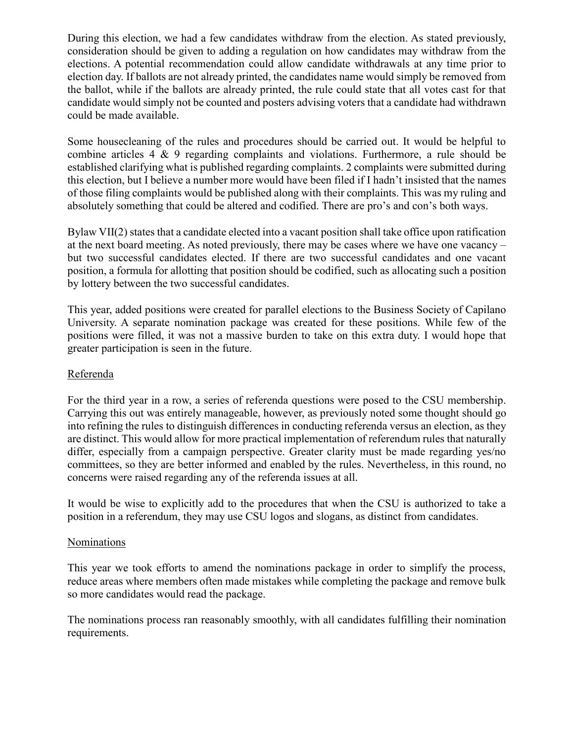During this election, we had a few candidates withdraw from the election. As stated previously, consideration should be given to adding a regulation on how candidates may withdraw from the elections. A potential recommendation could allow candidate withdrawals at any time prior to election day. If ballots are not already printed, the candidates name would simply be removed from the ballot, while if the ballots are already printed, the rule could state that all votes cast for that candidate would simply not be counted and posters advising voters that a candidate had withdrawn could be made available.

Some housecleaning of the rules and procedures should be carried out. It would be helpful to combine articles 4 & 9 regarding complaints and violations. Furthermore, a rule should be established clarifying what is published regarding complaints. 2 complaints were submitted during this election, but I believe a number more would have been filed if I hadn't insisted that the names of those filing complaints would be published along with their complaints. This was my ruling and absolutely something that could be altered and codified. There are pro's and con's both ways.

Bylaw VII(2) states that a candidate elected into a vacant position shall take office upon ratification at the next board meeting. As noted previously, there may be cases where we have one vacancy – but two successful candidates elected. If there are two successful candidates and one vacant position, a formula for allotting that position should be codified, such as allocating such a position by lottery between the two successful candidates.

This year, added positions were created for parallel elections to the Business Society of Capilano University. A separate nomination package was created for these positions. While few of the positions were filled, it was not a massive burden to take on this extra duty. I would hope that greater participation is seen in the future.

## Referenda

For the third year in a row, a series of referenda questions were posed to the CSU membership. Carrying this out was entirely manageable, however, as previously noted some thought should go into refining the rules to distinguish differences in conducting referenda versus an election, as they are distinct. This would allow for more practical implementation of referendum rules that naturally differ, especially from a campaign perspective. Greater clarity must be made regarding yes/no committees, so they are better informed and enabled by the rules. Nevertheless, in this round, no concerns were raised regarding any of the referenda issues at all.

It would be wise to explicitly add to the procedures that when the CSU is authorized to take a position in a referendum, they may use CSU logos and slogans, as distinct from candidates.

## Nominations

This year we took efforts to amend the nominations package in order to simplify the process, reduce areas where members often made mistakes while completing the package and remove bulk so more candidates would read the package.

The nominations process ran reasonably smoothly, with all candidates fulfilling their nomination requirements.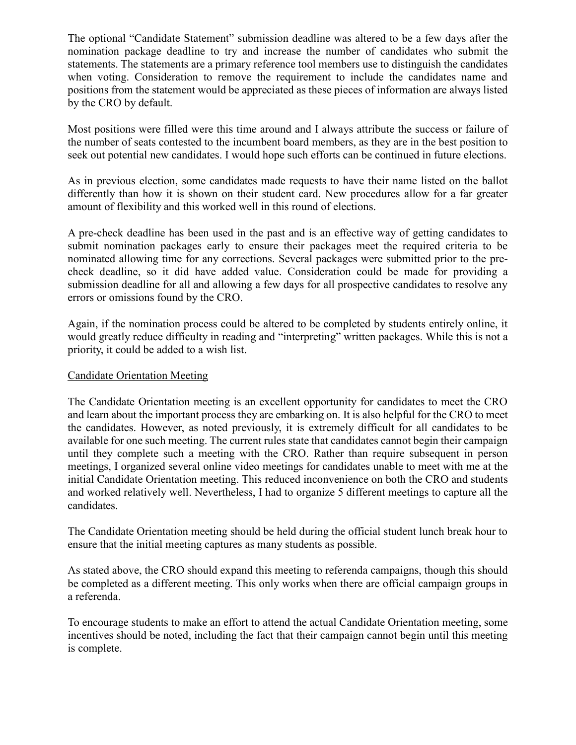The optional "Candidate Statement" submission deadline was altered to be a few days after the nomination package deadline to try and increase the number of candidates who submit the statements. The statements are a primary reference tool members use to distinguish the candidates when voting. Consideration to remove the requirement to include the candidates name and positions from the statement would be appreciated as these pieces of information are always listed by the CRO by default.

Most positions were filled were this time around and I always attribute the success or failure of the number of seats contested to the incumbent board members, as they are in the best position to seek out potential new candidates. I would hope such efforts can be continued in future elections.

As in previous election, some candidates made requests to have their name listed on the ballot differently than how it is shown on their student card. New procedures allow for a far greater amount of flexibility and this worked well in this round of elections.

A pre-check deadline has been used in the past and is an effective way of getting candidates to submit nomination packages early to ensure their packages meet the required criteria to be nominated allowing time for any corrections. Several packages were submitted prior to the pre-check deadline, so it did have added value. Consideration could be made for providing a submission deadline for all and allowing a few days for all prospective candidates to resolve any errors or omissions found by the CRO.

Again, if the nomination process could be altered to be completed by students entirely online, it would greatly reduce difficulty in reading and "interpreting" written packages. While this is not a priority, it could be added to a wish list.

<u>Candidate Orientation Meeting</u>

The Candidate Orientation meeting is an excellent opportunity for candidates to meet the CRO and learn about the important process they are embarking on. It is also helpful for the CRO to meet the candidates. However, as noted previously, it is extremely difficult for all candidates to be available for one such meeting. The current rules state that candidates cannot begin their campaign until they complete such a meeting with the CRO. Rather than require subsequent in person meetings, I organized several online video meetings for candidates unable to meet with me at the initial Candidate Orientation meeting. This reduced inconvenience on both the CRO and students and worked relatively well. Nevertheless, I had to organize 5 different meetings to capture all the candidates.

The Candidate Orientation meeting should be held during the official student lunch break hour to ensure that the initial meeting captures as many students as possible.

As stated above, the CRO should expand this meeting to referenda campaigns, though this should be completed as a different meeting. This only works when there are official campaign groups in a referenda.

To encourage students to make an effort to attend the actual Candidate Orientation meeting, some incentives should be noted, including the fact that their campaign cannot begin until this meeting is complete.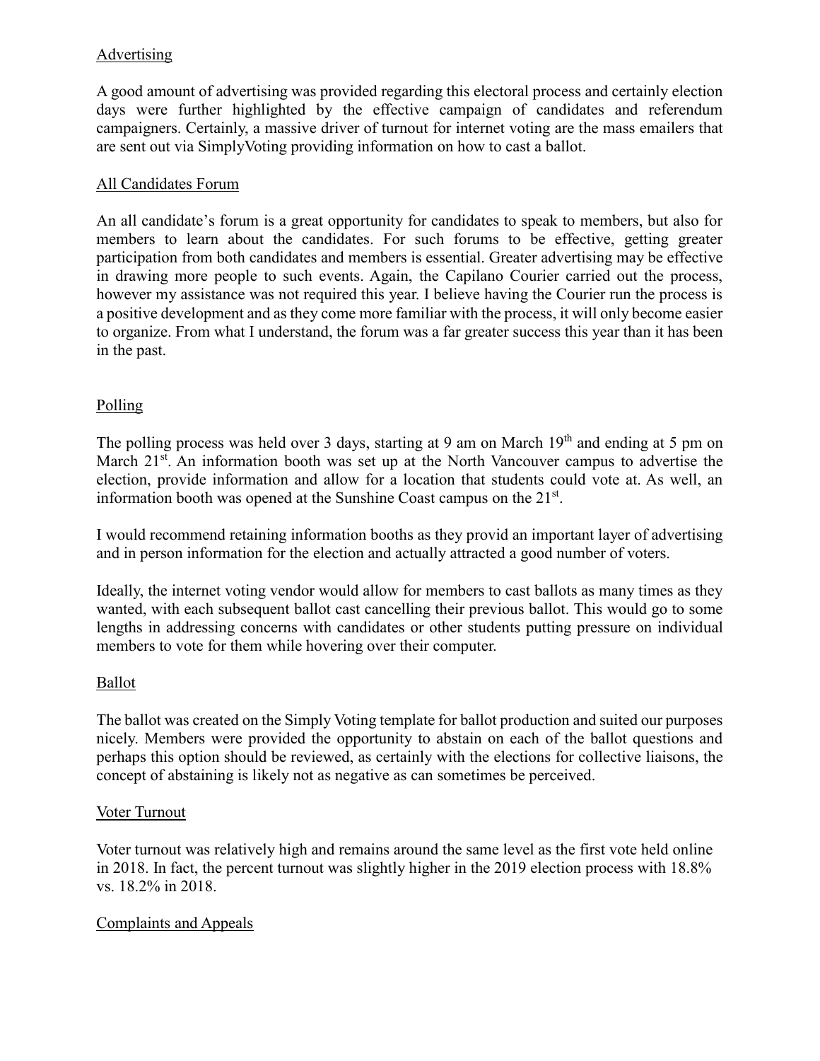## Advertising

A good amount of advertising was provided regarding this electoral process and certainly election days were further highlighted by the effective campaign of candidates and referendum campaigners. Certainly, a massive driver of turnout for internet voting are the mass emailers that are sent out via SimplyVoting providing information on how to cast a ballot.

## All Candidates Forum

An all candidate's forum is a great opportunity for candidates to speak to members, but also for members to learn about the candidates. For such forums to be effective, getting greater participation from both candidates and members is essential. Greater advertising may be effective in drawing more people to such events. Again, the Capilano Courier carried out the process, however my assistance was not required this year. I believe having the Courier run the process is a positive development and as they come more familiar with the process, it will only become easier to organize. From what I understand, the forum was a far greater success this year than it has been in the past.

## Polling

The polling process was held over 3 days, starting at 9 am on March 19th and ending at 5 pm on March 21st. An information booth was set up at the North Vancouver campus to advertise the election, provide information and allow for a location that students could vote at. As well, an information booth was opened at the Sunshine Coast campus on the 21st.

I would recommend retaining information booths as they provid an important layer of advertising and in person information for the election and actually attracted a good number of voters.

Ideally, the internet voting vendor would allow for members to cast ballots as many times as they wanted, with each subsequent ballot cast cancelling their previous ballot. This would go to some lengths in addressing concerns with candidates or other students putting pressure on individual members to vote for them while hovering over their computer.

## Ballot

The ballot was created on the Simply Voting template for ballot production and suited our purposes nicely. Members were provided the opportunity to abstain on each of the ballot questions and perhaps this option should be reviewed, as certainly with the elections for collective liaisons, the concept of abstaining is likely not as negative as can sometimes be perceived.

## Voter Turnout

Voter turnout was relatively high and remains around the same level as the first vote held online in 2018. In fact, the percent turnout was slightly higher in the 2019 election process with 18.8% vs. 18.2% in 2018.

## Complaints and Appeals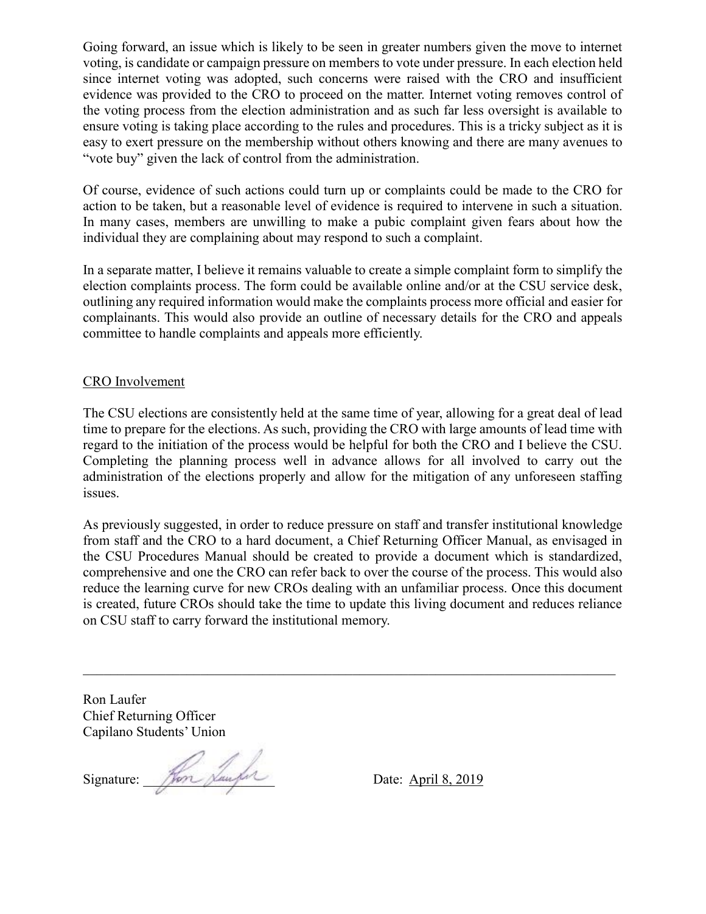Going forward, an issue which is likely to be seen in greater numbers given the move to internet voting, is candidate or campaign pressure on members to vote under pressure. In each election held since internet voting was adopted, such concerns were raised with the CRO and insufficient evidence was provided to the CRO to proceed on the matter. Internet voting removes control of the voting process from the election administration and as such far less oversight is available to ensure voting is taking place according to the rules and procedures. This is a tricky subject as it is easy to exert pressure on the membership without others knowing and there are many avenues to "vote buy" given the lack of control from the administration.

Of course, evidence of such actions could turn up or complaints could be made to the CRO for action to be taken, but a reasonable level of evidence is required to intervene in such a situation. In many cases, members are unwilling to make a pubic complaint given fears about how the individual they are complaining about may respond to such a complaint.

In a separate matter, I believe it remains valuable to create a simple complaint form to simplify the election complaints process. The form could be available online and/or at the CSU service desk, outlining any required information would make the complaints process more official and easier for complainants. This would also provide an outline of necessary details for the CRO and appeals committee to handle complaints and appeals more efficiently.

## CRO Involvement

The CSU elections are consistently held at the same time of year, allowing for a great deal of lead time to prepare for the elections. As such, providing the CRO with large amounts of lead time with regard to the initiation of the process would be helpful for both the CRO and I believe the CSU. Completing the planning process well in advance allows for all involved to carry out the administration of the elections properly and allow for the mitigation of any unforeseen staffing issues.

As previously suggested, in order to reduce pressure on staff and transfer institutional knowledge from staff and the CRO to a hard document, a Chief Returning Officer Manual, as envisaged in the CSU Procedures Manual should be created to provide a document which is standardized, comprehensive and one the CRO can refer back to over the course of the process. This would also reduce the learning curve for new CROs dealing with an unfamiliar process. Once this document is created, future CROs should take the time to update this living document and reduces reliance on CSU staff to carry forward the institutional memory.

---

Ron Laufer
Chief Returning Officer
Capilano Students' Union

Signature: Ron Laufer  Date: April 8, 2019